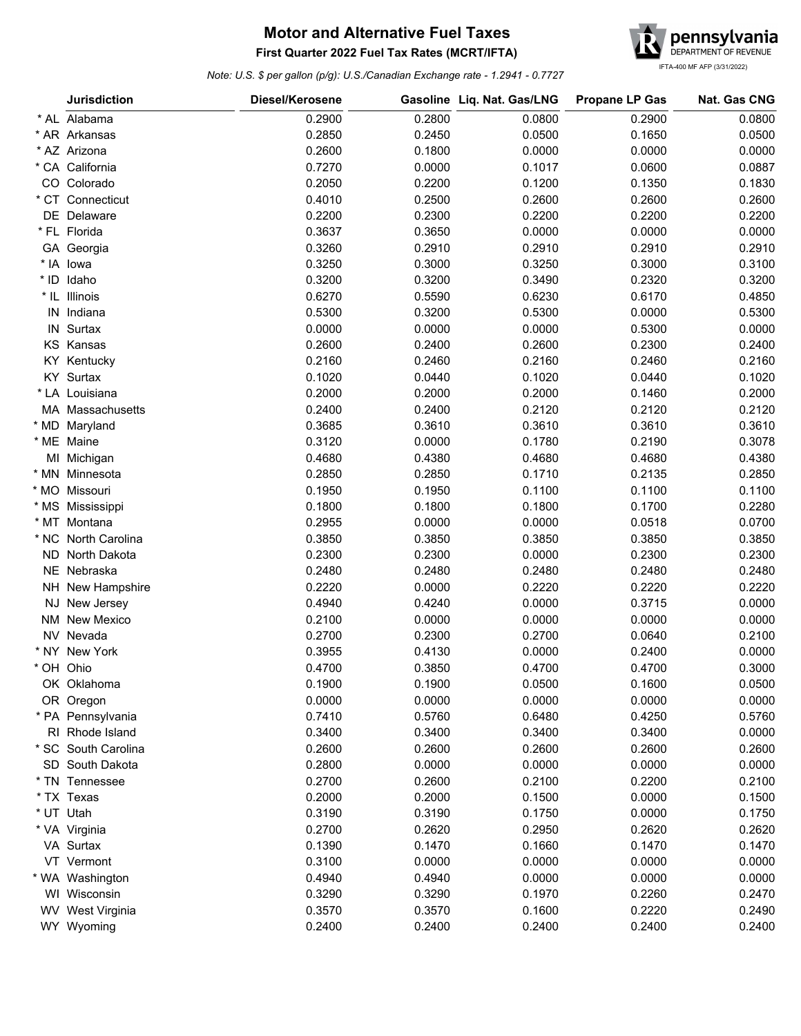# Motor and Alternative Fuel Taxes

**First Quarter 2022 Fuel Tax Rates (MCRT/IFTA)**

pennsylvania DEPARTMENT OF REVENUE

IFTA-400 MF AFP (3/31/2022)

*Note: U.S. $ per gallon (p/g): U.S./Canadian Exchange rate - 1.2941 - 0.7727*

| | Jurisdiction | Diesel/Kerosene | Gasoline | Liq. Nat. Gas/LNG | Propane LP Gas | Nat. Gas CNG |
|---|---|---|---|---|---|---|
| * AL | Alabama | 0.2900 | 0.2800 | 0.0800 | 0.2900 | 0.0800 |
| * AR | Arkansas | 0.2850 | 0.2450 | 0.0500 | 0.1650 | 0.0500 |
| * AZ | Arizona | 0.2600 | 0.1800 | 0.0000 | 0.0000 | 0.0000 |
| * CA | California | 0.7270 | 0.0000 | 0.1017 | 0.0600 | 0.0887 |
| CO | Colorado | 0.2050 | 0.2200 | 0.1200 | 0.1350 | 0.1830 |
| * CT | Connecticut | 0.4010 | 0.2500 | 0.2600 | 0.2600 | 0.2600 |
| DE | Delaware | 0.2200 | 0.2300 | 0.2200 | 0.2200 | 0.2200 |
| * FL | Florida | 0.3637 | 0.3650 | 0.0000 | 0.0000 | 0.0000 |
| GA | Georgia | 0.3260 | 0.2910 | 0.2910 | 0.2910 | 0.2910 |
| * IA | Iowa | 0.3250 | 0.3000 | 0.3250 | 0.3000 | 0.3100 |
| * ID | Idaho | 0.3200 | 0.3200 | 0.3490 | 0.2320 | 0.3200 |
| * IL | Illinois | 0.6270 | 0.5590 | 0.6230 | 0.6170 | 0.4850 |
| IN | Indiana | 0.5300 | 0.3200 | 0.5300 | 0.0000 | 0.5300 |
| IN | Surtax | 0.0000 | 0.0000 | 0.0000 | 0.5300 | 0.0000 |
| KS | Kansas | 0.2600 | 0.2400 | 0.2600 | 0.2300 | 0.2400 |
| KY | Kentucky | 0.2160 | 0.2460 | 0.2160 | 0.2460 | 0.2160 |
| KY | Surtax | 0.1020 | 0.0440 | 0.1020 | 0.0440 | 0.1020 |
| * LA | Louisiana | 0.2000 | 0.2000 | 0.2000 | 0.1460 | 0.2000 |
| MA | Massachusetts | 0.2400 | 0.2400 | 0.2120 | 0.2120 | 0.2120 |
| * MD | Maryland | 0.3685 | 0.3610 | 0.3610 | 0.3610 | 0.3610 |
| * ME | Maine | 0.3120 | 0.0000 | 0.1780 | 0.2190 | 0.3078 |
| MI | Michigan | 0.4680 | 0.4380 | 0.4680 | 0.4680 | 0.4380 |
| * MN | Minnesota | 0.2850 | 0.2850 | 0.1710 | 0.2135 | 0.2850 |
| * MO | Missouri | 0.1950 | 0.1950 | 0.1100 | 0.1100 | 0.1100 |
| * MS | Mississippi | 0.1800 | 0.1800 | 0.1800 | 0.1700 | 0.2280 |
| * MT | Montana | 0.2955 | 0.0000 | 0.0000 | 0.0518 | 0.0700 |
| * NC | North Carolina | 0.3850 | 0.3850 | 0.3850 | 0.3850 | 0.3850 |
| ND | North Dakota | 0.2300 | 0.2300 | 0.0000 | 0.2300 | 0.2300 |
| NE | Nebraska | 0.2480 | 0.2480 | 0.2480 | 0.2480 | 0.2480 |
| NH | New Hampshire | 0.2220 | 0.0000 | 0.2220 | 0.2220 | 0.2220 |
| NJ | New Jersey | 0.4940 | 0.4240 | 0.0000 | 0.3715 | 0.0000 |
| NM | New Mexico | 0.2100 | 0.0000 | 0.0000 | 0.0000 | 0.0000 |
| NV | Nevada | 0.2700 | 0.2300 | 0.2700 | 0.0640 | 0.2100 |
| * NY | New York | 0.3955 | 0.4130 | 0.0000 | 0.2400 | 0.0000 |
| * OH | Ohio | 0.4700 | 0.3850 | 0.4700 | 0.4700 | 0.3000 |
| OK | Oklahoma | 0.1900 | 0.1900 | 0.0500 | 0.1600 | 0.0500 |
| OR | Oregon | 0.0000 | 0.0000 | 0.0000 | 0.0000 | 0.0000 |
| * PA | Pennsylvania | 0.7410 | 0.5760 | 0.6480 | 0.4250 | 0.5760 |
| RI | Rhode Island | 0.3400 | 0.3400 | 0.3400 | 0.3400 | 0.0000 |
| * SC | South Carolina | 0.2600 | 0.2600 | 0.2600 | 0.2600 | 0.2600 |
| SD | South Dakota | 0.2800 | 0.0000 | 0.0000 | 0.0000 | 0.0000 |
| * TN | Tennessee | 0.2700 | 0.2600 | 0.2100 | 0.2200 | 0.2100 |
| * TX | Texas | 0.2000 | 0.2000 | 0.1500 | 0.0000 | 0.1500 |
| * UT | Utah | 0.3190 | 0.3190 | 0.1750 | 0.0000 | 0.1750 |
| * VA | Virginia | 0.2700 | 0.2620 | 0.2950 | 0.2620 | 0.2620 |
| VA | Surtax | 0.1390 | 0.1470 | 0.1660 | 0.1470 | 0.1470 |
| VT | Vermont | 0.3100 | 0.0000 | 0.0000 | 0.0000 | 0.0000 |
| * WA | Washington | 0.4940 | 0.4940 | 0.0000 | 0.0000 | 0.0000 |
| WI | Wisconsin | 0.3290 | 0.3290 | 0.1970 | 0.2260 | 0.2470 |
| WV | West Virginia | 0.3570 | 0.3570 | 0.1600 | 0.2220 | 0.2490 |
| WY | Wyoming | 0.2400 | 0.2400 | 0.2400 | 0.2400 | 0.2400 |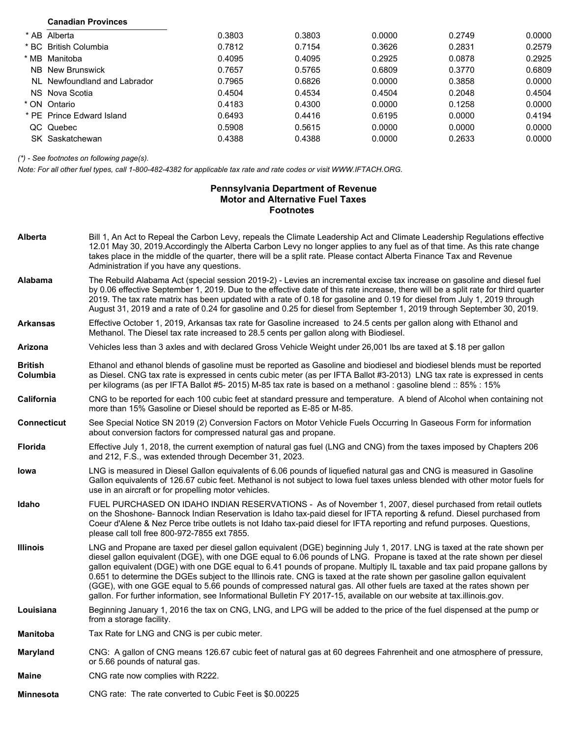| Canadian Provinces | | | | | |
|---|---|---|---|---|---|
| * AB Alberta | 0.3803 | 0.3803 | 0.0000 | 0.2749 | 0.0000 |
| * BC British Columbia | 0.7812 | 0.7154 | 0.3626 | 0.2831 | 0.2579 |
| * MB Manitoba | 0.4095 | 0.4095 | 0.2925 | 0.0878 | 0.2925 |
| NB New Brunswick | 0.7657 | 0.5765 | 0.6809 | 0.3770 | 0.6809 |
| NL Newfoundland and Labrador | 0.7965 | 0.6826 | 0.0000 | 0.3858 | 0.0000 |
| NS Nova Scotia | 0.4504 | 0.4534 | 0.4504 | 0.2048 | 0.4504 |
| * ON Ontario | 0.4183 | 0.4300 | 0.0000 | 0.1258 | 0.0000 |
| * PE Prince Edward Island | 0.6493 | 0.4416 | 0.6195 | 0.0000 | 0.4194 |
| QC Quebec | 0.5908 | 0.5615 | 0.0000 | 0.0000 | 0.0000 |
| SK Saskatchewan | 0.4388 | 0.4388 | 0.0000 | 0.2633 | 0.0000 |

*(*) - See footnotes on following page(s).*

*Note: For all other fuel types, call 1-800-482-4382 for applicable tax rate and rate codes or visit WWW.IFTACH.ORG.*

## Pennsylvania Department of Revenue
## Motor and Alternative Fuel Taxes
## Footnotes

**Alberta** Bill 1, An Act to Repeal the Carbon Levy, repeals the Climate Leadership Act and Climate Leadership Regulations effective 12.01 May 30, 2019.Accordingly the Alberta Carbon Levy no longer applies to any fuel as of that time. As this rate change takes place in the middle of the quarter, there will be a split rate. Please contact Alberta Finance Tax and Revenue Administration if you have any questions.

**Alabama** The Rebuild Alabama Act (special session 2019-2) - Levies an incremental excise tax increase on gasoline and diesel fuel by 0.06 effective September 1, 2019. Due to the effective date of this rate increase, there will be a split rate for third quarter 2019. The tax rate matrix has been updated with a rate of 0.18 for gasoline and 0.19 for diesel from July 1, 2019 through August 31, 2019 and a rate of 0.24 for gasoline and 0.25 for diesel from September 1, 2019 through September 30, 2019.

**Arkansas** Effective October 1, 2019, Arkansas tax rate for Gasoline increased to 24.5 cents per gallon along with Ethanol and Methanol. The Diesel tax rate increased to 28.5 cents per gallon along with Biodiesel.

**Arizona** Vehicles less than 3 axles and with declared Gross Vehicle Weight under 26,001 lbs are taxed at $.18 per gallon

**British Columbia** Ethanol and ethanol blends of gasoline must be reported as Gasoline and biodiesel and biodiesel blends must be reported as Diesel. CNG tax rate is expressed in cents cubic meter (as per IFTA Ballot #3-2013) LNG tax rate is expressed in cents per kilograms (as per IFTA Ballot #5- 2015) M-85 tax rate is based on a methanol : gasoline blend :: 85% : 15%

**California** CNG to be reported for each 100 cubic feet at standard pressure and temperature. A blend of Alcohol when containing not more than 15% Gasoline or Diesel should be reported as E-85 or M-85.

**Connecticut** See Special Notice SN 2019 (2) Conversion Factors on Motor Vehicle Fuels Occurring In Gaseous Form for information about conversion factors for compressed natural gas and propane.

**Florida** Effective July 1, 2018, the current exemption of natural gas fuel (LNG and CNG) from the taxes imposed by Chapters 206 and 212, F.S., was extended through December 31, 2023.

**Iowa** LNG is measured in Diesel Gallon equivalents of 6.06 pounds of liquefied natural gas and CNG is measured in Gasoline Gallon equivalents of 126.67 cubic feet. Methanol is not subject to Iowa fuel taxes unless blended with other motor fuels for use in an aircraft or for propelling motor vehicles.

**Idaho** FUEL PURCHASED ON IDAHO INDIAN RESERVATIONS - As of November 1, 2007, diesel purchased from retail outlets on the Shoshone- Bannock Indian Reservation is Idaho tax-paid diesel for IFTA reporting & refund. Diesel purchased from Coeur d'Alene & Nez Perce tribe outlets is not Idaho tax-paid diesel for IFTA reporting and refund purposes. Questions, please call toll free 800-972-7855 ext 7855.

**Illinois** LNG and Propane are taxed per diesel gallon equivalent (DGE) beginning July 1, 2017. LNG is taxed at the rate shown per diesel gallon equivalent (DGE), with one DGE equal to 6.06 pounds of LNG. Propane is taxed at the rate shown per diesel gallon equivalent (DGE) with one DGE equal to 6.41 pounds of propane. Multiply IL taxable and tax paid propane gallons by 0.651 to determine the DGEs subject to the Illinois rate. CNG is taxed at the rate shown per gasoline gallon equivalent (GGE), with one GGE equal to 5.66 pounds of compressed natural gas. All other fuels are taxed at the rates shown per gallon. For further information, see Informational Bulletin FY 2017-15, available on our website at tax.illinois.gov.

**Louisiana** Beginning January 1, 2016 the tax on CNG, LNG, and LPG will be added to the price of the fuel dispensed at the pump or from a storage facility.

**Manitoba** Tax Rate for LNG and CNG is per cubic meter.

**Maryland** CNG: A gallon of CNG means 126.67 cubic feet of natural gas at 60 degrees Fahrenheit and one atmosphere of pressure, or 5.66 pounds of natural gas.

**Maine** CNG rate now complies with R222.

**Minnesota** CNG rate: The rate converted to Cubic Feet is $0.00225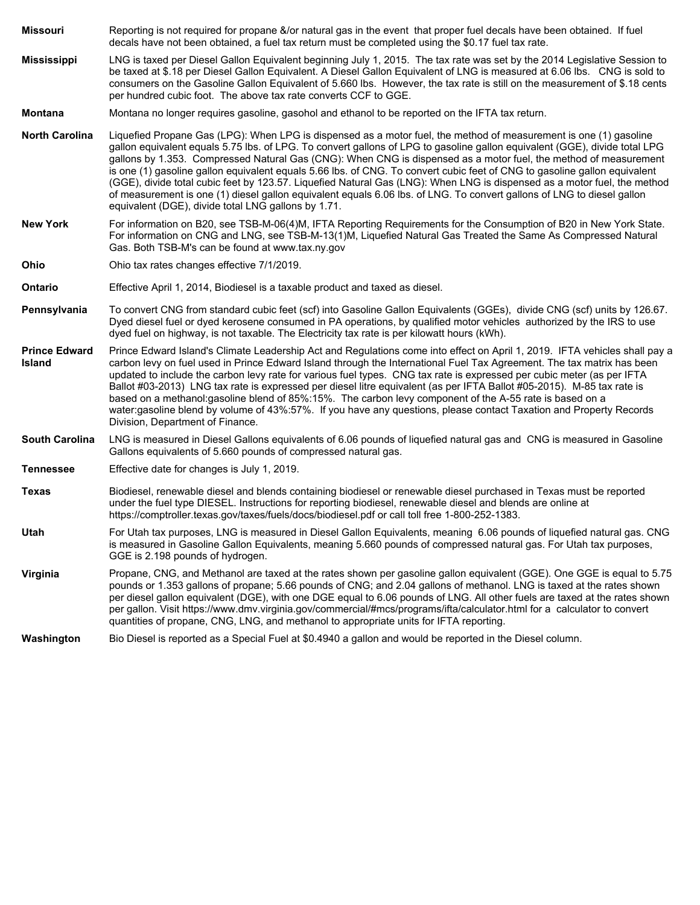| | |
|---|---|
| **Missouri** | Reporting is not required for propane &/or natural gas in the event that proper fuel decals have been obtained. If fuel decals have not been obtained, a fuel tax return must be completed using the $0.17 fuel tax rate. |
| **Mississippi** | LNG is taxed per Diesel Gallon Equivalent beginning July 1, 2015. The tax rate was set by the 2014 Legislative Session to be taxed at $.18 per Diesel Gallon Equivalent. A Diesel Gallon Equivalent of LNG is measured at 6.06 lbs. CNG is sold to consumers on the Gasoline Gallon Equivalent of 5.660 lbs. However, the tax rate is still on the measurement of $.18 cents per hundred cubic foot. The above tax rate converts CCF to GGE. |
| **Montana** | Montana no longer requires gasoline, gasohol and ethanol to be reported on the IFTA tax return. |
| **North Carolina** | Liquefied Propane Gas (LPG): When LPG is dispensed as a motor fuel, the method of measurement is one (1) gasoline gallon equivalent equals 5.75 lbs. of LPG. To convert gallons of LPG to gasoline gallon equivalent (GGE), divide total LPG gallons by 1.353. Compressed Natural Gas (CNG): When CNG is dispensed as a motor fuel, the method of measurement is one (1) gasoline gallon equivalent equals 5.66 lbs. of CNG. To convert cubic feet of CNG to gasoline gallon equivalent (GGE), divide total cubic feet by 123.57. Liquefied Natural Gas (LNG): When LNG is dispensed as a motor fuel, the method of measurement is one (1) diesel gallon equivalent equals 6.06 lbs. of LNG. To convert gallons of LNG to diesel gallon equivalent (DGE), divide total LNG gallons by 1.71. |
| **New York** | For information on B20, see TSB-M-06(4)M, IFTA Reporting Requirements for the Consumption of B20 in New York State. For information on CNG and LNG, see TSB-M-13(1)M, Liquefied Natural Gas Treated the Same As Compressed Natural Gas. Both TSB-M's can be found at www.tax.ny.gov |
| **Ohio** | Ohio tax rates changes effective 7/1/2019. |
| **Ontario** | Effective April 1, 2014, Biodiesel is a taxable product and taxed as diesel. |
| **Pennsylvania** | To convert CNG from standard cubic feet (scf) into Gasoline Gallon Equivalents (GGEs), divide CNG (scf) units by 126.67. Dyed diesel fuel or dyed kerosene consumed in PA operations, by qualified motor vehicles authorized by the IRS to use dyed fuel on highway, is not taxable. The Electricity tax rate is per kilowatt hours (kWh). |
| **Prince Edward Island** | Prince Edward Island's Climate Leadership Act and Regulations come into effect on April 1, 2019. IFTA vehicles shall pay a carbon levy on fuel used in Prince Edward Island through the International Fuel Tax Agreement. The tax matrix has been updated to include the carbon levy rate for various fuel types. CNG tax rate is expressed per cubic meter (as per IFTA Ballot #03-2013) LNG tax rate is expressed per diesel litre equivalent (as per IFTA Ballot #05-2015). M-85 tax rate is based on a methanol:gasoline blend of 85%:15%. The carbon levy component of the A-55 rate is based on a water:gasoline blend by volume of 43%:57%. If you have any questions, please contact Taxation and Property Records Division, Department of Finance. |
| **South Carolina** | LNG is measured in Diesel Gallons equivalents of 6.06 pounds of liquefied natural gas and CNG is measured in Gasoline Gallons equivalents of 5.660 pounds of compressed natural gas. |
| **Tennessee** | Effective date for changes is July 1, 2019. |
| **Texas** | Biodiesel, renewable diesel and blends containing biodiesel or renewable diesel purchased in Texas must be reported under the fuel type DIESEL. Instructions for reporting biodiesel, renewable diesel and blends are online at https://comptroller.texas.gov/taxes/fuels/docs/biodiesel.pdf or call toll free 1-800-252-1383. |
| **Utah** | For Utah tax purposes, LNG is measured in Diesel Gallon Equivalents, meaning 6.06 pounds of liquefied natural gas. CNG is measured in Gasoline Gallon Equivalents, meaning 5.660 pounds of compressed natural gas. For Utah tax purposes, GGE is 2.198 pounds of hydrogen. |
| **Virginia** | Propane, CNG, and Methanol are taxed at the rates shown per gasoline gallon equivalent (GGE). One GGE is equal to 5.75 pounds or 1.353 gallons of propane; 5.66 pounds of CNG; and 2.04 gallons of methanol. LNG is taxed at the rates shown per diesel gallon equivalent (DGE), with one DGE equal to 6.06 pounds of LNG. All other fuels are taxed at the rates shown per gallon. Visit https://www.dmv.virginia.gov/commercial/#mcs/programs/ifta/calculator.html for a calculator to convert quantities of propane, CNG, LNG, and methanol to appropriate units for IFTA reporting. |
| **Washington** | Bio Diesel is reported as a Special Fuel at $0.4940 a gallon and would be reported in the Diesel column. |